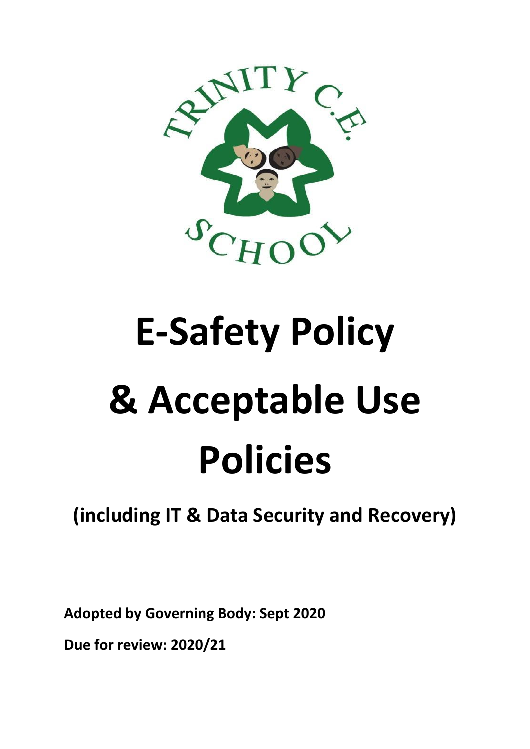# E-Safety Policy

# & Acceptable Use Policies

**(including IT & Data Security and Recovery)**

**Adopted by Governing Body: Sept 2020**

**Due for review: 2020/21**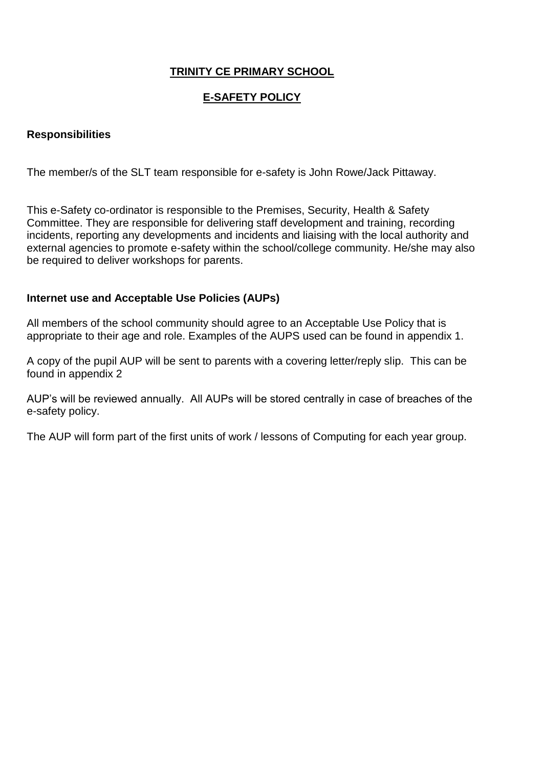# TRINITY CE PRIMARY SCHOOL

## E-SAFETY POLICY

### Responsibilities

The member/s of the SLT team responsible for e-safety is John Rowe/Jack Pittaway.

This e-Safety co-ordinator is responsible to the Premises, Security, Health & Safety Committee. They are responsible for delivering staff development and training, recording incidents, reporting any developments and incidents and liaising with the local authority and external agencies to promote e-safety within the school/college community. He/she may also be required to deliver workshops for parents.

### Internet use and Acceptable Use Policies (AUPs)

All members of the school community should agree to an Acceptable Use Policy that is appropriate to their age and role. Examples of the AUPS used can be found in appendix 1.

A copy of the pupil AUP will be sent to parents with a covering letter/reply slip. This can be found in appendix 2

AUP's will be reviewed annually. All AUPs will be stored centrally in case of breaches of the e-safety policy.

The AUP will form part of the first units of work / lessons of Computing for each year group.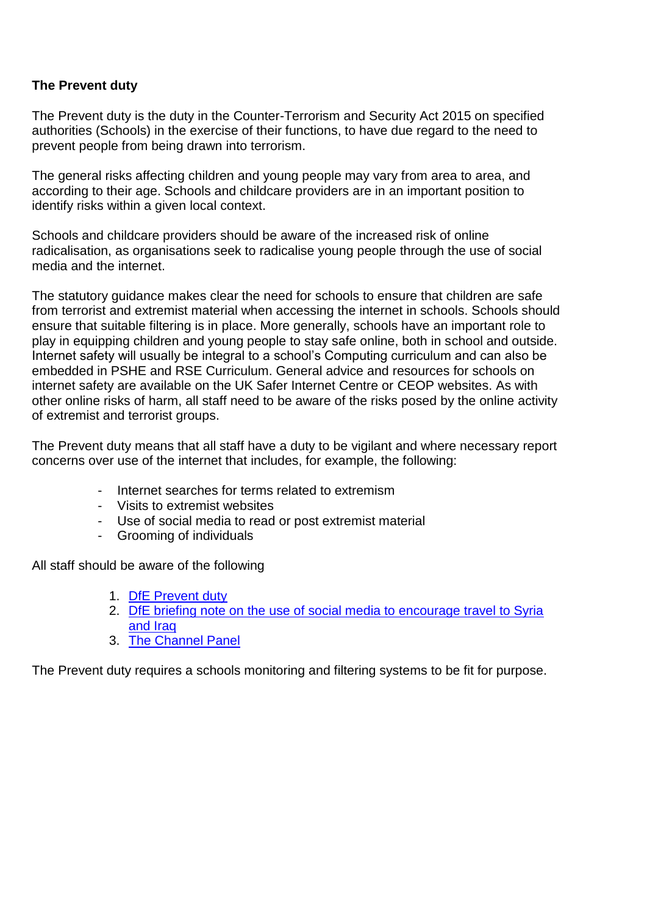**The Prevent duty**

The Prevent duty is the duty in the Counter-Terrorism and Security Act 2015 on specified authorities (Schools) in the exercise of their functions, to have due regard to the need to prevent people from being drawn into terrorism.

The general risks affecting children and young people may vary from area to area, and according to their age. Schools and childcare providers are in an important position to identify risks within a given local context.

Schools and childcare providers should be aware of the increased risk of online radicalisation, as organisations seek to radicalise young people through the use of social media and the internet.

The statutory guidance makes clear the need for schools to ensure that children are safe from terrorist and extremist material when accessing the internet in schools. Schools should ensure that suitable filtering is in place. More generally, schools have an important role to play in equipping children and young people to stay safe online, both in school and outside. Internet safety will usually be integral to a school's Computing curriculum and can also be embedded in PSHE and RSE Curriculum. General advice and resources for schools on internet safety are available on the UK Safer Internet Centre or CEOP websites. As with other online risks of harm, all staff need to be aware of the risks posed by the online activity of extremist and terrorist groups.

The Prevent duty means that all staff have a duty to be vigilant and where necessary report concerns over use of the internet that includes, for example, the following:

- Internet searches for terms related to extremism
- Visits to extremist websites
- Use of social media to read or post extremist material
- Grooming of individuals

All staff should be aware of the following

1. DfE Prevent duty
2. DfE briefing note on the use of social media to encourage travel to Syria and Iraq
3. The Channel Panel

The Prevent duty requires a schools monitoring and filtering systems to be fit for purpose.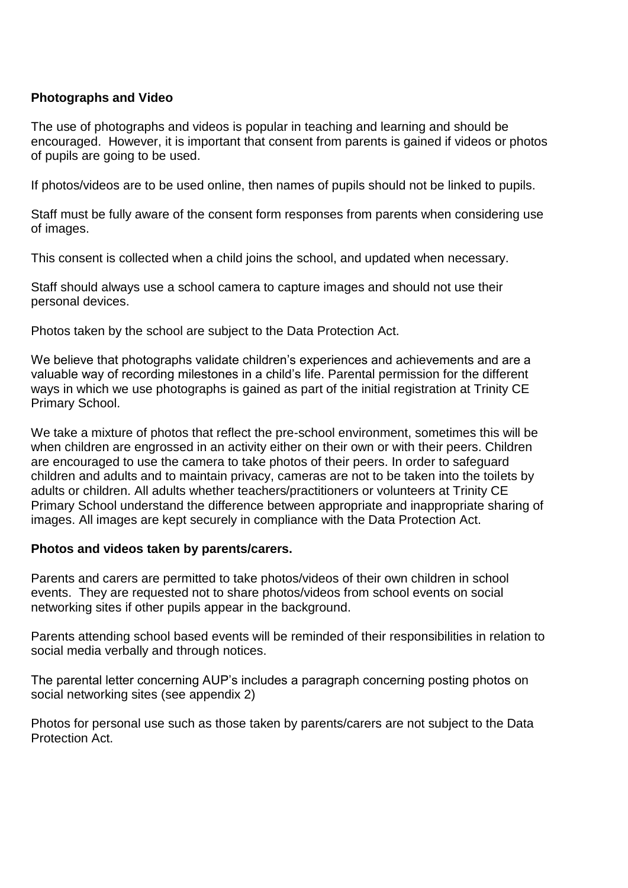**Photographs and Video**

The use of photographs and videos is popular in teaching and learning and should be encouraged. However, it is important that consent from parents is gained if videos or photos of pupils are going to be used.

If photos/videos are to be used online, then names of pupils should not be linked to pupils.

Staff must be fully aware of the consent form responses from parents when considering use of images.

This consent is collected when a child joins the school, and updated when necessary.

Staff should always use a school camera to capture images and should not use their personal devices.

Photos taken by the school are subject to the Data Protection Act.

We believe that photographs validate children's experiences and achievements and are a valuable way of recording milestones in a child's life. Parental permission for the different ways in which we use photographs is gained as part of the initial registration at Trinity CE Primary School.

We take a mixture of photos that reflect the pre-school environment, sometimes this will be when children are engrossed in an activity either on their own or with their peers. Children are encouraged to use the camera to take photos of their peers. In order to safeguard children and adults and to maintain privacy, cameras are not to be taken into the toilets by adults or children. All adults whether teachers/practitioners or volunteers at Trinity CE Primary School understand the difference between appropriate and inappropriate sharing of images. All images are kept securely in compliance with the Data Protection Act.

**Photos and videos taken by parents/carers.**

Parents and carers are permitted to take photos/videos of their own children in school events. They are requested not to share photos/videos from school events on social networking sites if other pupils appear in the background.

Parents attending school based events will be reminded of their responsibilities in relation to social media verbally and through notices.

The parental letter concerning AUP's includes a paragraph concerning posting photos on social networking sites (see appendix 2)

Photos for personal use such as those taken by parents/carers are not subject to the Data Protection Act.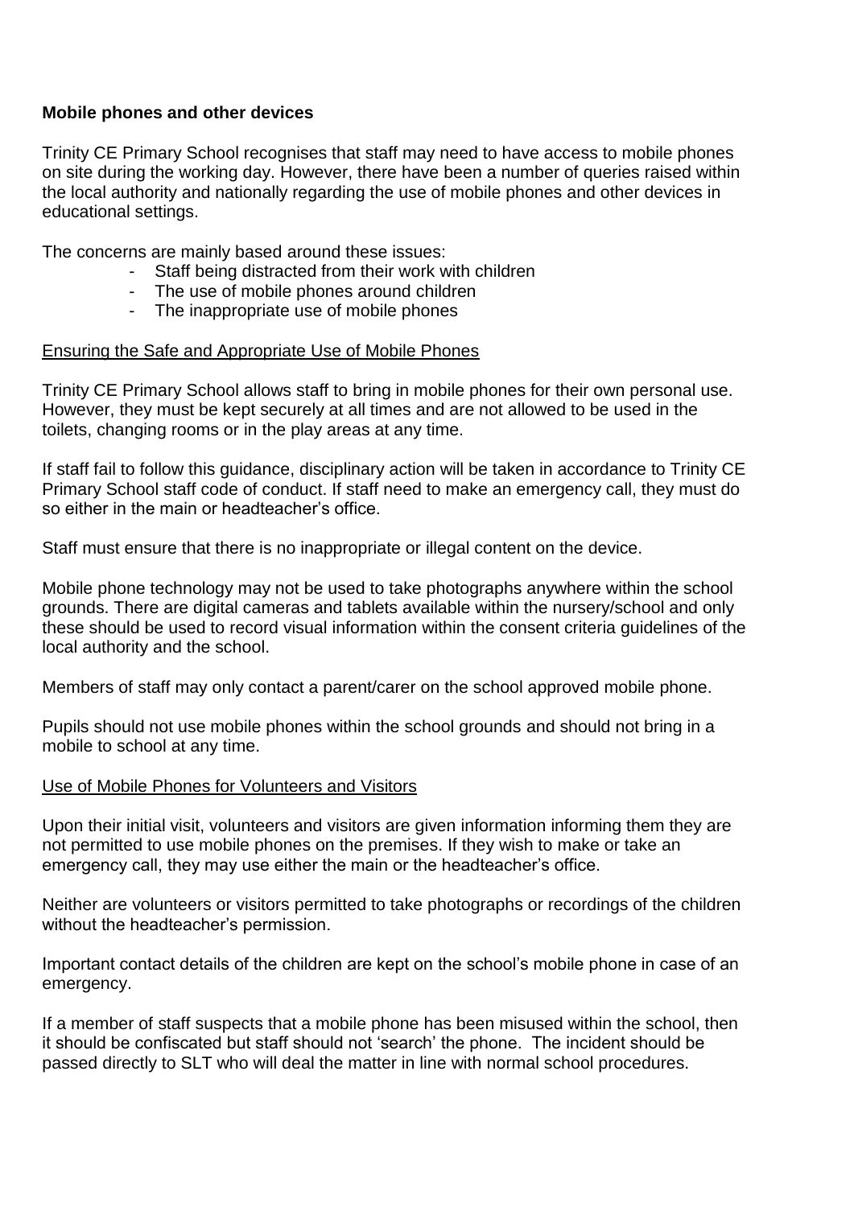**Mobile phones and other devices**

Trinity CE Primary School recognises that staff may need to have access to mobile phones on site during the working day. However, there have been a number of queries raised within the local authority and nationally regarding the use of mobile phones and other devices in educational settings.

The concerns are mainly based around these issues:

- Staff being distracted from their work with children
- The use of mobile phones around children
- The inappropriate use of mobile phones

<u>Ensuring the Safe and Appropriate Use of Mobile Phones</u>

Trinity CE Primary School allows staff to bring in mobile phones for their own personal use. However, they must be kept securely at all times and are not allowed to be used in the toilets, changing rooms or in the play areas at any time.

If staff fail to follow this guidance, disciplinary action will be taken in accordance to Trinity CE Primary School staff code of conduct. If staff need to make an emergency call, they must do so either in the main or headteacher's office.

Staff must ensure that there is no inappropriate or illegal content on the device.

Mobile phone technology may not be used to take photographs anywhere within the school grounds. There are digital cameras and tablets available within the nursery/school and only these should be used to record visual information within the consent criteria guidelines of the local authority and the school.

Members of staff may only contact a parent/carer on the school approved mobile phone.

Pupils should not use mobile phones within the school grounds and should not bring in a mobile to school at any time.

<u>Use of Mobile Phones for Volunteers and Visitors</u>

Upon their initial visit, volunteers and visitors are given information informing them they are not permitted to use mobile phones on the premises. If they wish to make or take an emergency call, they may use either the main or the headteacher's office.

Neither are volunteers or visitors permitted to take photographs or recordings of the children without the headteacher's permission.

Important contact details of the children are kept on the school's mobile phone in case of an emergency.

If a member of staff suspects that a mobile phone has been misused within the school, then it should be confiscated but staff should not 'search' the phone. The incident should be passed directly to SLT who will deal the matter in line with normal school procedures.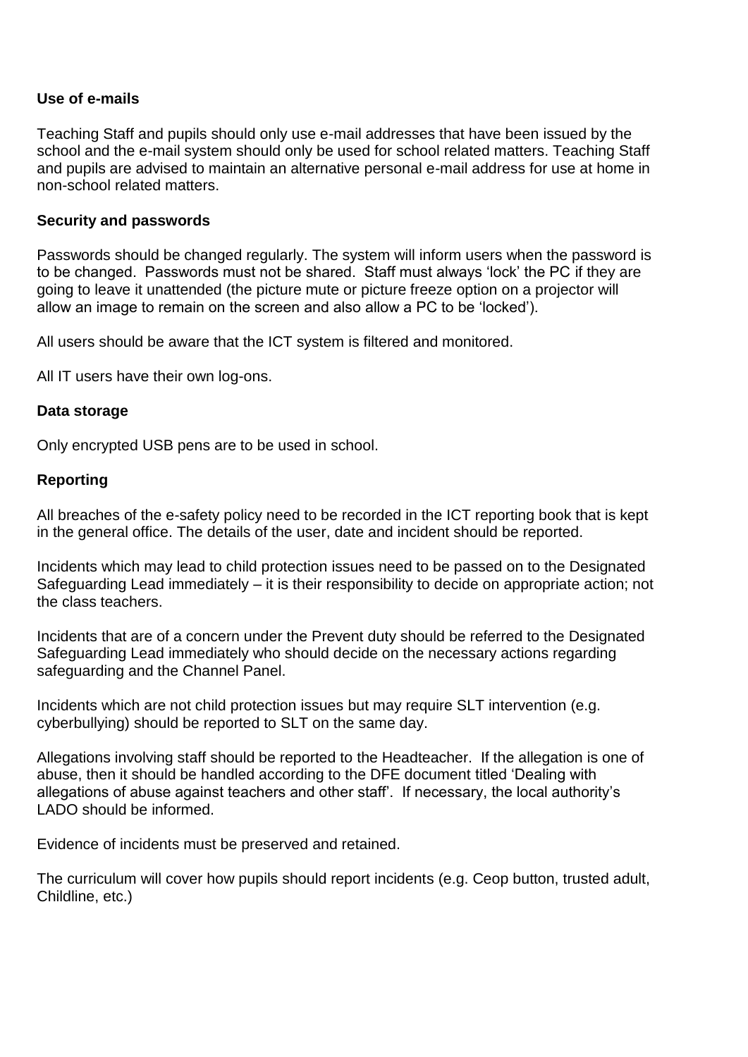**Use of e-mails**

Teaching Staff and pupils should only use e-mail addresses that have been issued by the school and the e-mail system should only be used for school related matters. Teaching Staff and pupils are advised to maintain an alternative personal e-mail address for use at home in non-school related matters.

**Security and passwords**

Passwords should be changed regularly. The system will inform users when the password is to be changed. Passwords must not be shared. Staff must always 'lock' the PC if they are going to leave it unattended (the picture mute or picture freeze option on a projector will allow an image to remain on the screen and also allow a PC to be 'locked').

All users should be aware that the ICT system is filtered and monitored.

All IT users have their own log-ons.

**Data storage**

Only encrypted USB pens are to be used in school.

**Reporting**

All breaches of the e-safety policy need to be recorded in the ICT reporting book that is kept in the general office. The details of the user, date and incident should be reported.

Incidents which may lead to child protection issues need to be passed on to the Designated Safeguarding Lead immediately – it is their responsibility to decide on appropriate action; not the class teachers.

Incidents that are of a concern under the Prevent duty should be referred to the Designated Safeguarding Lead immediately who should decide on the necessary actions regarding safeguarding and the Channel Panel.

Incidents which are not child protection issues but may require SLT intervention (e.g. cyberbullying) should be reported to SLT on the same day.

Allegations involving staff should be reported to the Headteacher. If the allegation is one of abuse, then it should be handled according to the DFE document titled 'Dealing with allegations of abuse against teachers and other staff'. If necessary, the local authority's LADO should be informed.

Evidence of incidents must be preserved and retained.

The curriculum will cover how pupils should report incidents (e.g. Ceop button, trusted adult, Childline, etc.)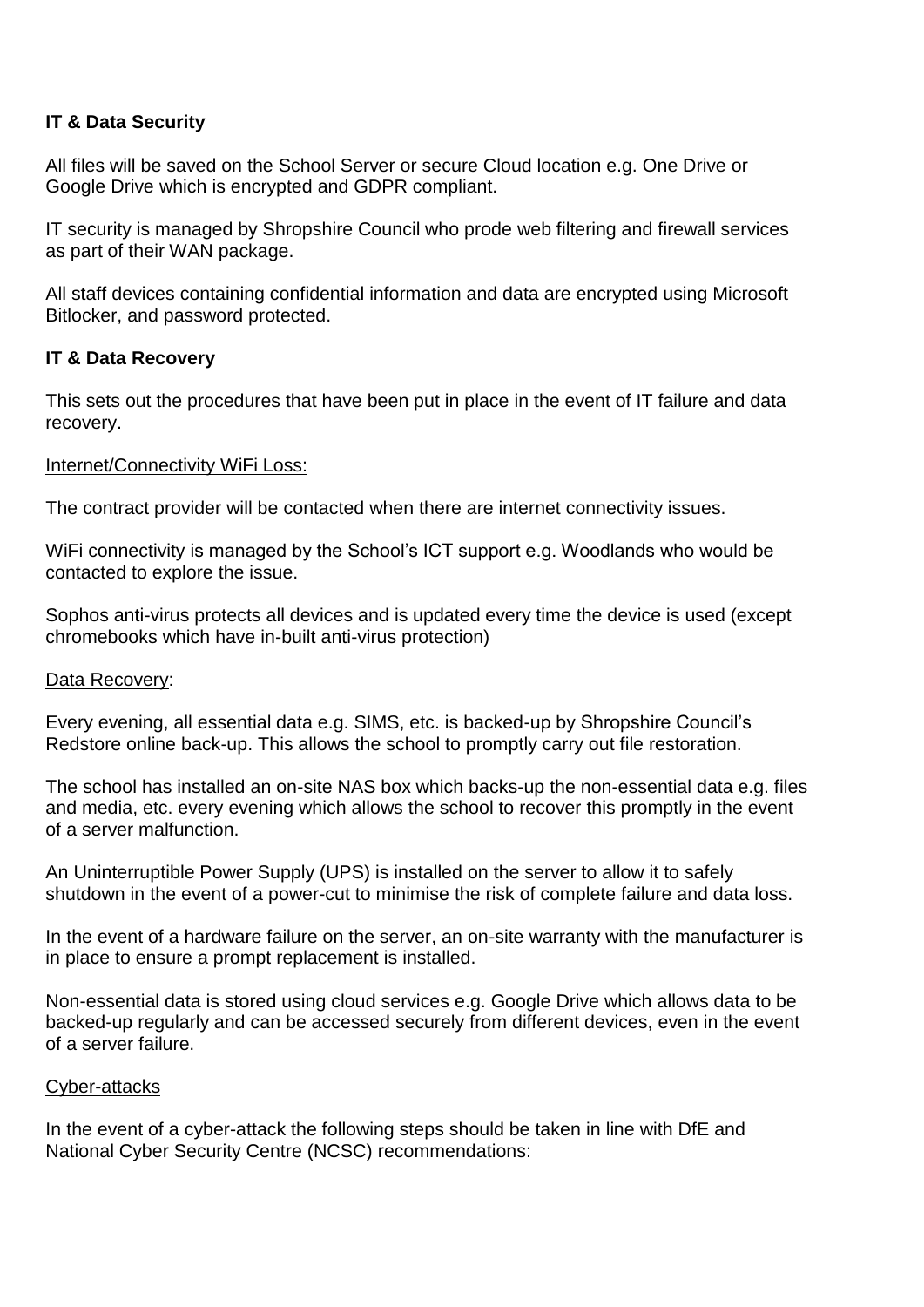**IT & Data Security**

All files will be saved on the School Server or secure Cloud location e.g. One Drive or Google Drive which is encrypted and GDPR compliant.

IT security is managed by Shropshire Council who prode web filtering and firewall services as part of their WAN package.

All staff devices containing confidential information and data are encrypted using Microsoft Bitlocker, and password protected.

**IT & Data Recovery**

This sets out the procedures that have been put in place in the event of IT failure and data recovery.

<u>Internet/Connectivity WiFi Loss:</u>

The contract provider will be contacted when there are internet connectivity issues.

WiFi connectivity is managed by the School's ICT support e.g. Woodlands who would be contacted to explore the issue.

Sophos anti-virus protects all devices and is updated every time the device is used (except chromebooks which have in-built anti-virus protection)

<u>Data Recovery</u>:

Every evening, all essential data e.g. SIMS, etc. is backed-up by Shropshire Council's Redstore online back-up. This allows the school to promptly carry out file restoration.

The school has installed an on-site NAS box which backs-up the non-essential data e.g. files and media, etc. every evening which allows the school to recover this promptly in the event of a server malfunction.

An Uninterruptible Power Supply (UPS) is installed on the server to allow it to safely shutdown in the event of a power-cut to minimise the risk of complete failure and data loss.

In the event of a hardware failure on the server, an on-site warranty with the manufacturer is in place to ensure a prompt replacement is installed.

Non-essential data is stored using cloud services e.g. Google Drive which allows data to be backed-up regularly and can be accessed securely from different devices, even in the event of a server failure.

<u>Cyber-attacks</u>

In the event of a cyber-attack the following steps should be taken in line with DfE and National Cyber Security Centre (NCSC) recommendations: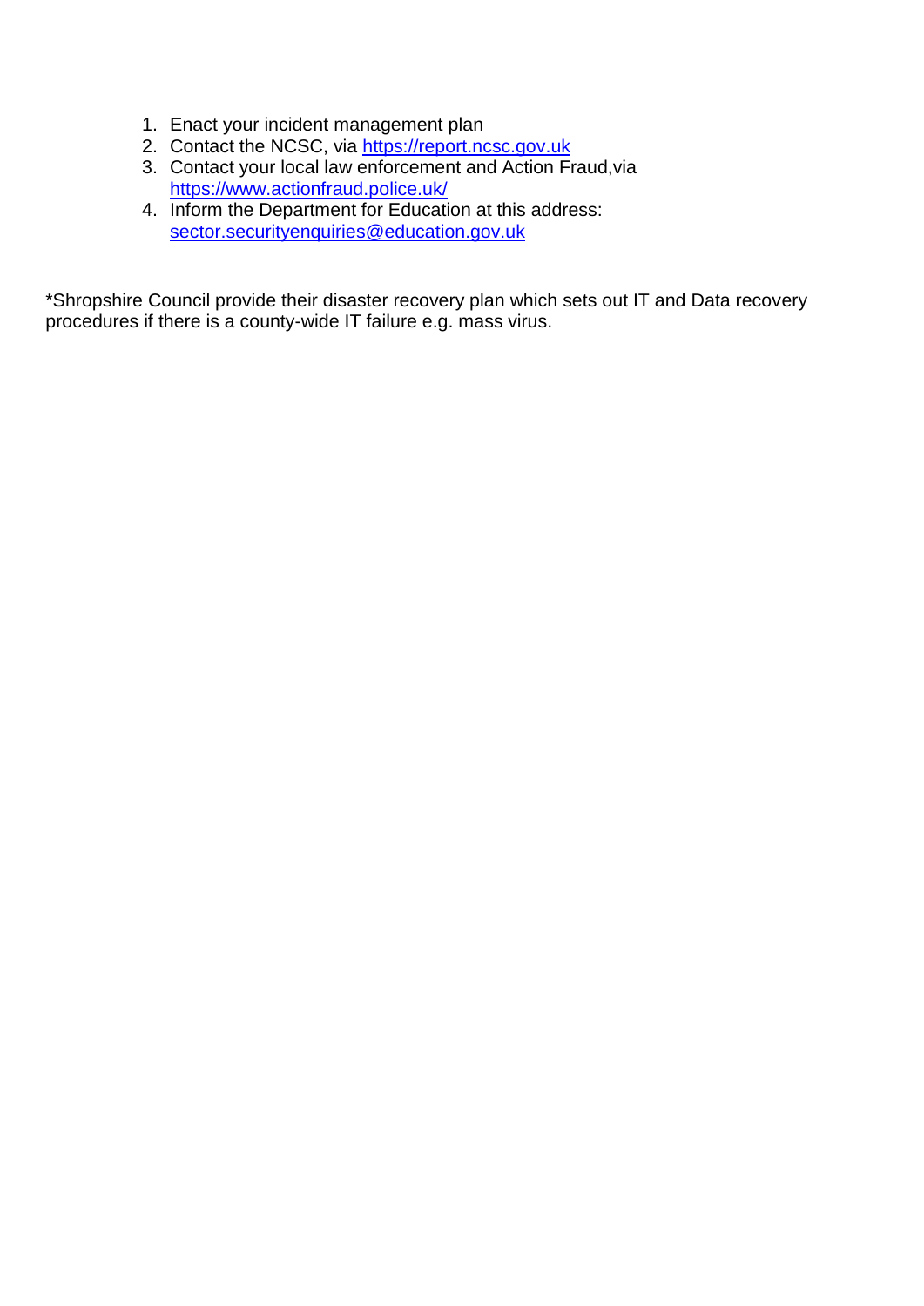1. Enact your incident management plan
2. Contact the NCSC, via https://report.ncsc.gov.uk
3. Contact your local law enforcement and Action Fraud,via https://www.actionfraud.police.uk/
4. Inform the Department for Education at this address: sector.securityenquiries@education.gov.uk

*Shropshire Council provide their disaster recovery plan which sets out IT and Data recovery procedures if there is a county-wide IT failure e.g. mass virus.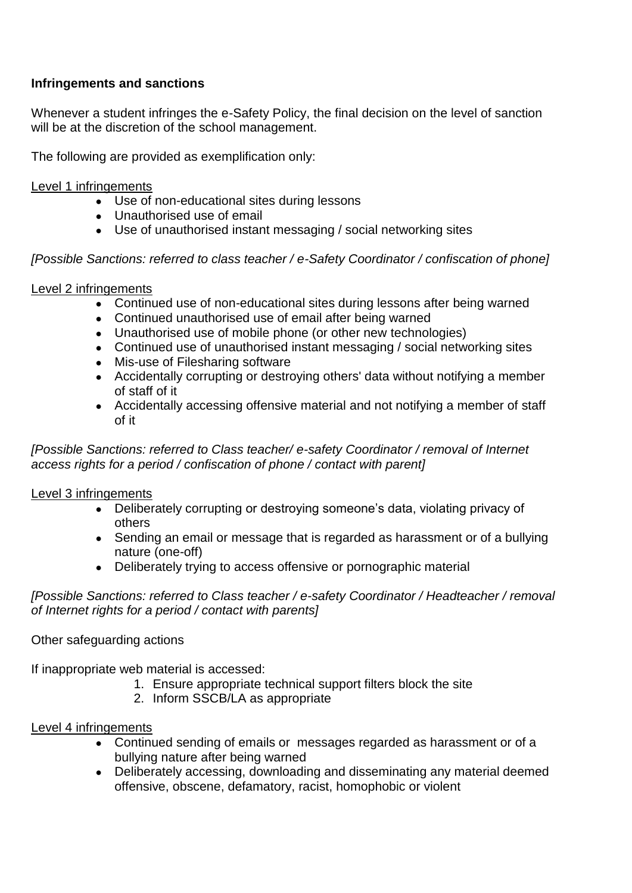**Infringements and sanctions**

Whenever a student infringes the e-Safety Policy, the final decision on the level of sanction will be at the discretion of the school management.

The following are provided as exemplification only:

<u>Level 1 infringements</u>

- Use of non-educational sites during lessons
- Unauthorised use of email
- Use of unauthorised instant messaging / social networking sites

*[Possible Sanctions: referred to class teacher / e-Safety Coordinator / confiscation of phone]*

<u>Level 2 infringements</u>

- Continued use of non-educational sites during lessons after being warned
- Continued unauthorised use of email after being warned
- Unauthorised use of mobile phone (or other new technologies)
- Continued use of unauthorised instant messaging / social networking sites
- Mis-use of Filesharing software
- Accidentally corrupting or destroying others' data without notifying a member of staff of it
- Accidentally accessing offensive material and not notifying a member of staff of it

*[Possible Sanctions: referred to Class teacher/ e-safety Coordinator / removal of Internet access rights for a period / confiscation of phone / contact with parent]*

<u>Level 3 infringements</u>

- Deliberately corrupting or destroying someone's data, violating privacy of others
- Sending an email or message that is regarded as harassment or of a bullying nature (one-off)
- Deliberately trying to access offensive or pornographic material

*[Possible Sanctions: referred to Class teacher / e-safety Coordinator / Headteacher / removal of Internet rights for a period / contact with parents]*

Other safeguarding actions

If inappropriate web material is accessed:

1. Ensure appropriate technical support filters block the site
2. Inform SSCB/LA as appropriate

<u>Level 4 infringements</u>

- Continued sending of emails or messages regarded as harassment or of a bullying nature after being warned
- Deliberately accessing, downloading and disseminating any material deemed offensive, obscene, defamatory, racist, homophobic or violent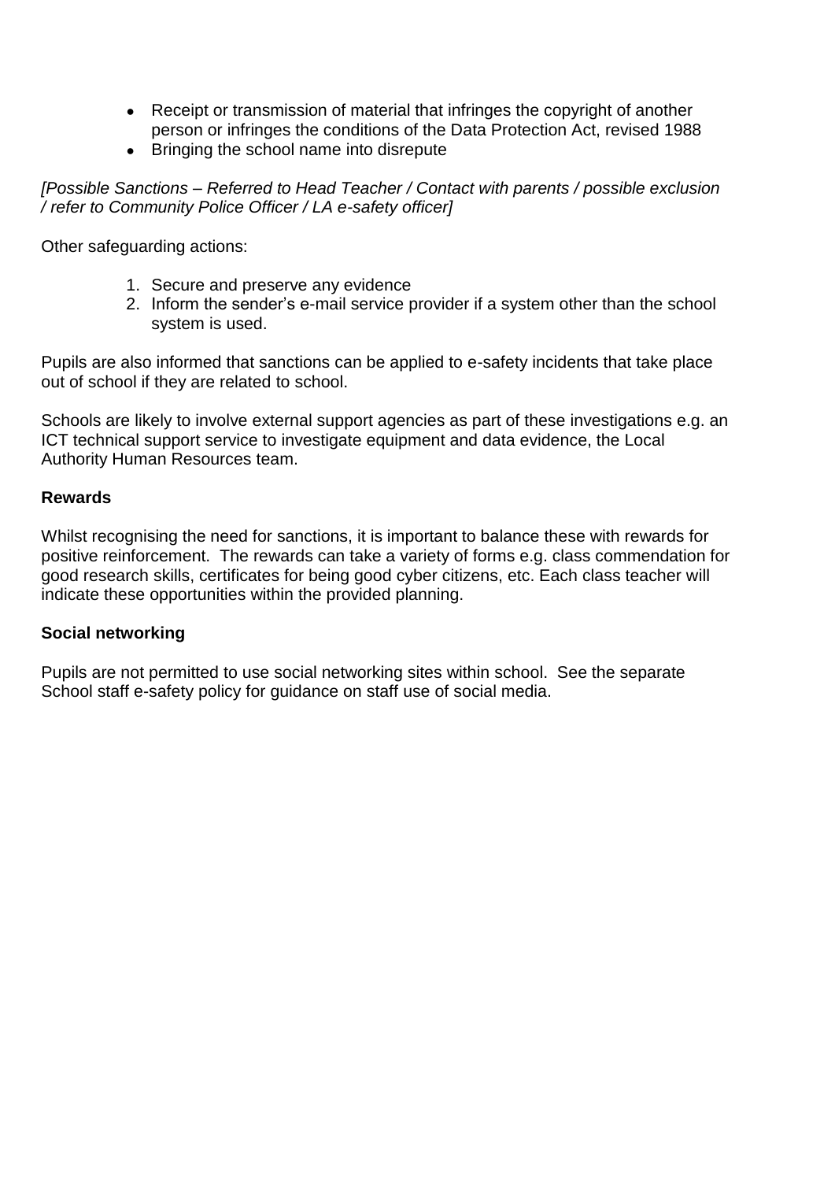- Receipt or transmission of material that infringes the copyright of another person or infringes the conditions of the Data Protection Act, revised 1988
- Bringing the school name into disrepute

*[Possible Sanctions – Referred to Head Teacher / Contact with parents / possible exclusion / refer to Community Police Officer / LA e-safety officer]*

Other safeguarding actions:

1. Secure and preserve any evidence
2. Inform the sender's e-mail service provider if a system other than the school system is used.

Pupils are also informed that sanctions can be applied to e-safety incidents that take place out of school if they are related to school.

Schools are likely to involve external support agencies as part of these investigations e.g. an ICT technical support service to investigate equipment and data evidence, the Local Authority Human Resources team.

**Rewards**

Whilst recognising the need for sanctions, it is important to balance these with rewards for positive reinforcement. The rewards can take a variety of forms e.g. class commendation for good research skills, certificates for being good cyber citizens, etc. Each class teacher will indicate these opportunities within the provided planning.

**Social networking**

Pupils are not permitted to use social networking sites within school. See the separate School staff e-safety policy for guidance on staff use of social media.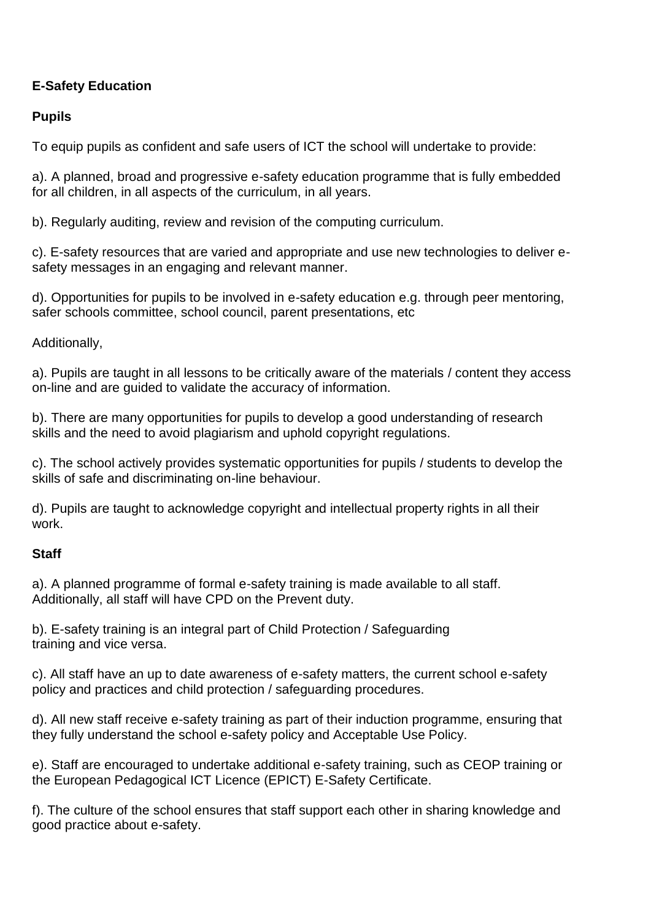**E-Safety Education**

**Pupils**

To equip pupils as confident and safe users of ICT the school will undertake to provide:

a). A planned, broad and progressive e-safety education programme that is fully embedded for all children, in all aspects of the curriculum, in all years.

b). Regularly auditing, review and revision of the computing curriculum.

c). E-safety resources that are varied and appropriate and use new technologies to deliver e-safety messages in an engaging and relevant manner.

d). Opportunities for pupils to be involved in e-safety education e.g. through peer mentoring, safer schools committee, school council, parent presentations, etc

Additionally,

a). Pupils are taught in all lessons to be critically aware of the materials / content they access on-line and are guided to validate the accuracy of information.

b). There are many opportunities for pupils to develop a good understanding of research skills and the need to avoid plagiarism and uphold copyright regulations.

c). The school actively provides systematic opportunities for pupils / students to develop the skills of safe and discriminating on-line behaviour.

d). Pupils are taught to acknowledge copyright and intellectual property rights in all their work.

**Staff**

a). A planned programme of formal e-safety training is made available to all staff. Additionally, all staff will have CPD on the Prevent duty.

b). E-safety training is an integral part of Child Protection / Safeguarding training and vice versa.

c). All staff have an up to date awareness of e-safety matters, the current school e-safety policy and practices and child protection / safeguarding procedures.

d). All new staff receive e-safety training as part of their induction programme, ensuring that they fully understand the school e-safety policy and Acceptable Use Policy.

e). Staff are encouraged to undertake additional e-safety training, such as CEOP training or the European Pedagogical ICT Licence (EPICT) E-Safety Certificate.

f). The culture of the school ensures that staff support each other in sharing knowledge and good practice about e-safety.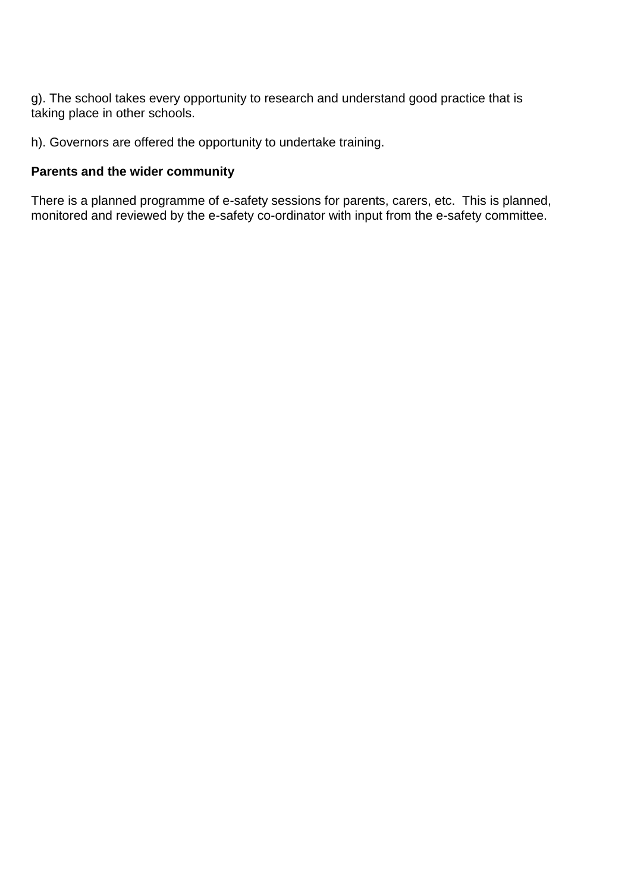g). The school takes every opportunity to research and understand good practice that is taking place in other schools.

h). Governors are offered the opportunity to undertake training.

**Parents and the wider community**

There is a planned programme of e-safety sessions for parents, carers, etc.  This is planned, monitored and reviewed by the e-safety co-ordinator with input from the e-safety committee.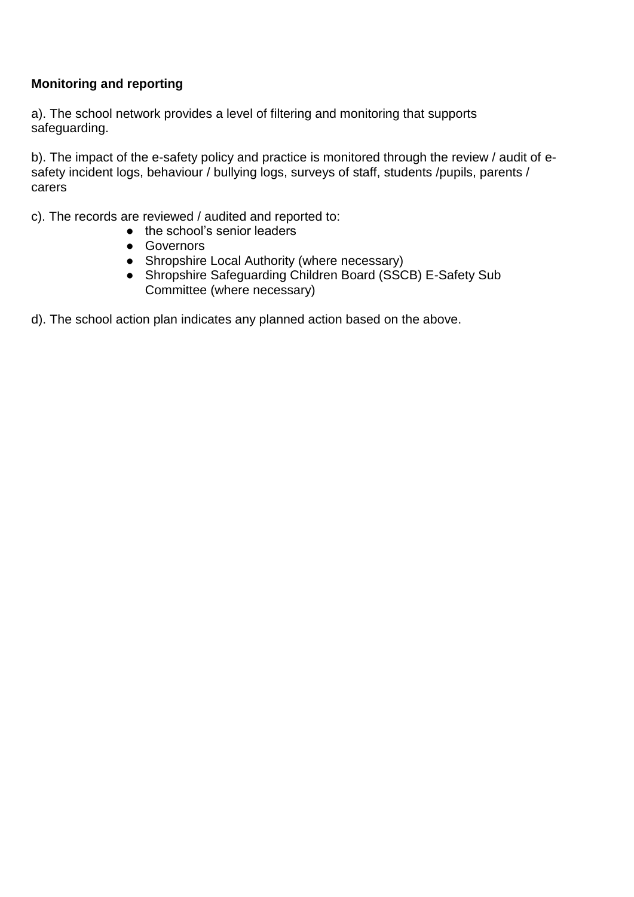**Monitoring and reporting**

a). The school network provides a level of filtering and monitoring that supports safeguarding.

b). The impact of the e-safety policy and practice is monitored through the review / audit of e-safety incident logs, behaviour / bullying logs, surveys of staff, students /pupils, parents / carers

c). The records are reviewed / audited and reported to:

- the school's senior leaders
- Governors
- Shropshire Local Authority (where necessary)
- Shropshire Safeguarding Children Board (SSCB) E-Safety Sub Committee (where necessary)

d). The school action plan indicates any planned action based on the above.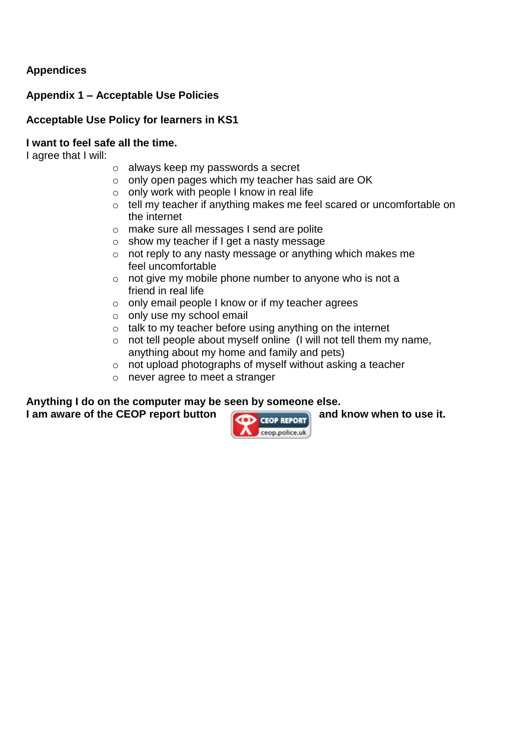**Appendices**

**Appendix 1 – Acceptable Use Policies**

**Acceptable Use Policy for learners in KS1**

**I want to feel safe all the time.**
I agree that I will:

- always keep my passwords a secret
- only open pages which my teacher has said are OK
- only work with people I know in real life
- tell my teacher if anything makes me feel scared or uncomfortable on the internet
- make sure all messages I send are polite
- show my teacher if I get a nasty message
- not reply to any nasty message or anything which makes me feel uncomfortable
- not give my mobile phone number to anyone who is not a friend in real life
- only email people I know or if my teacher agrees
- only use my school email
- talk to my teacher before using anything on the internet
- not tell people about myself online (I will not tell them my name, anything about my home and family and pets)
- not upload photographs of myself without asking a teacher
- never agree to meet a stranger

**Anything I do on the computer may be seen by someone else.**
**I am aware of the CEOP report button** CEOP REPORT ceop.police.uk **and know when to use it.**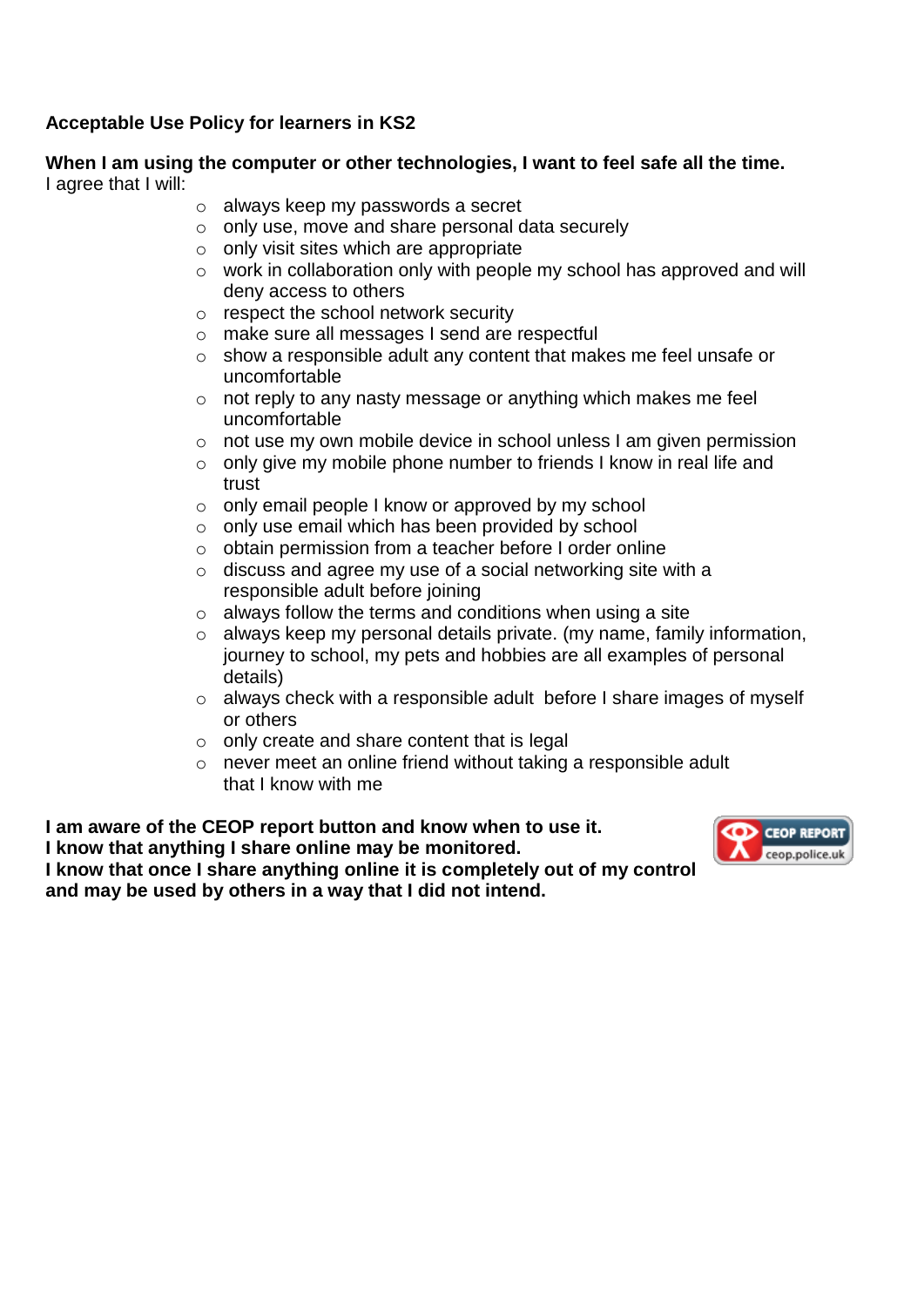**Acceptable Use Policy for learners in KS2**

**When I am using the computer or other technologies, I want to feel safe all the time.**
I agree that I will:

- always keep my passwords a secret
- only use, move and share personal data securely
- only visit sites which are appropriate
- work in collaboration only with people my school has approved and will deny access to others
- respect the school network security
- make sure all messages I send are respectful
- show a responsible adult any content that makes me feel unsafe or uncomfortable
- not reply to any nasty message or anything which makes me feel uncomfortable
- not use my own mobile device in school unless I am given permission
- only give my mobile phone number to friends I know in real life and trust
- only email people I know or approved by my school
- only use email which has been provided by school
- obtain permission from a teacher before I order online
- discuss and agree my use of a social networking site with a responsible adult before joining
- always follow the terms and conditions when using a site
- always keep my personal details private. (my name, family information, journey to school, my pets and hobbies are all examples of personal details)
- always check with a responsible adult before I share images of myself or others
- only create and share content that is legal
- never meet an online friend without taking a responsible adult that I know with me

**I am aware of the CEOP report button and know when to use it.**
**I know that anything I share online may be monitored.**
**I know that once I share anything online it is completely out of my control and may be used by others in a way that I did not intend.**

CEOP REPORT
ceop.police.uk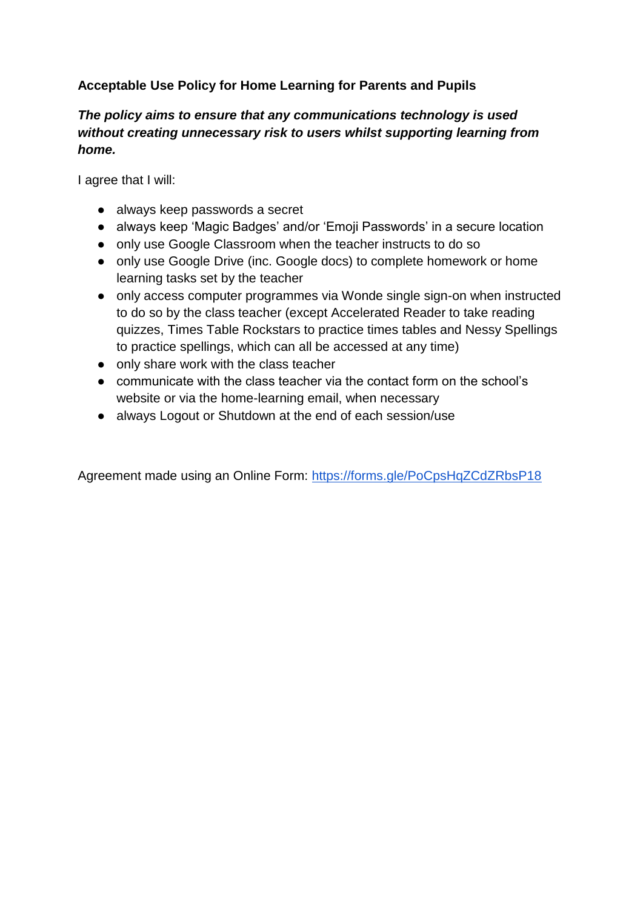**Acceptable Use Policy for Home Learning for Parents and Pupils**

***The policy aims to ensure that any communications technology is used without creating unnecessary risk to users whilst supporting learning from home.***

I agree that I will:

- always keep passwords a secret
- always keep 'Magic Badges' and/or 'Emoji Passwords' in a secure location
- only use Google Classroom when the teacher instructs to do so
- only use Google Drive (inc. Google docs) to complete homework or home learning tasks set by the teacher
- only access computer programmes via Wonde single sign-on when instructed to do so by the class teacher (except Accelerated Reader to take reading quizzes, Times Table Rockstars to practice times tables and Nessy Spellings to practice spellings, which can all be accessed at any time)
- only share work with the class teacher
- communicate with the class teacher via the contact form on the school's website or via the home-learning email, when necessary
- always Logout or Shutdown at the end of each session/use

Agreement made using an Online Form: [https://forms.gle/PoCpsHqZCdZRbsP18](https://forms.gle/PoCpsHqZCdZRbsP18)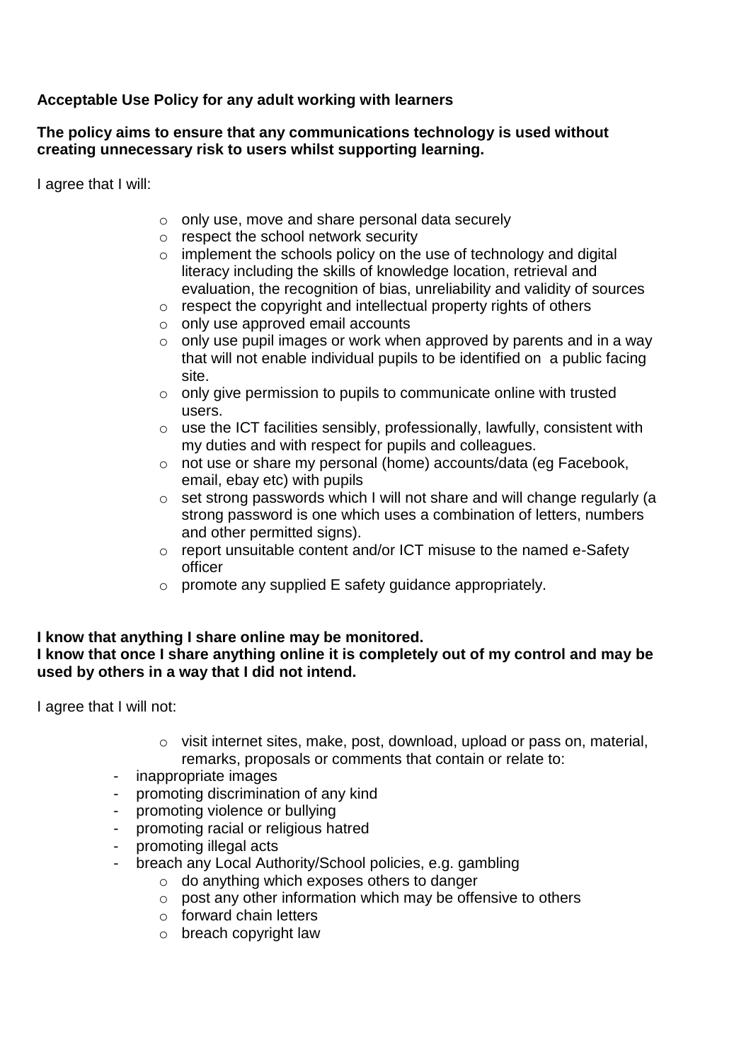**Acceptable Use Policy for any adult working with learners**

**The policy aims to ensure that any communications technology is used without creating unnecessary risk to users whilst supporting learning.**

I agree that I will:

- only use, move and share personal data securely
- respect the school network security
- implement the schools policy on the use of technology and digital literacy including the skills of knowledge location, retrieval and evaluation, the recognition of bias, unreliability and validity of sources
- respect the copyright and intellectual property rights of others
- only use approved email accounts
- only use pupil images or work when approved by parents and in a way that will not enable individual pupils to be identified on a public facing site.
- only give permission to pupils to communicate online with trusted users.
- use the ICT facilities sensibly, professionally, lawfully, consistent with my duties and with respect for pupils and colleagues.
- not use or share my personal (home) accounts/data (eg Facebook, email, ebay etc) with pupils
- set strong passwords which I will not share and will change regularly (a strong password is one which uses a combination of letters, numbers and other permitted signs).
- report unsuitable content and/or ICT misuse to the named e-Safety officer
- promote any supplied E safety guidance appropriately.

**I know that anything I share online may be monitored.**
**I know that once I share anything online it is completely out of my control and may be used by others in a way that I did not intend.**

I agree that I will not:

- visit internet sites, make, post, download, upload or pass on, material, remarks, proposals or comments that contain or relate to:
  - inappropriate images
  - promoting discrimination of any kind
  - promoting violence or bullying
  - promoting racial or religious hatred
  - promoting illegal acts
  - breach any Local Authority/School policies, e.g. gambling
- do anything which exposes others to danger
- post any other information which may be offensive to others
- forward chain letters
- breach copyright law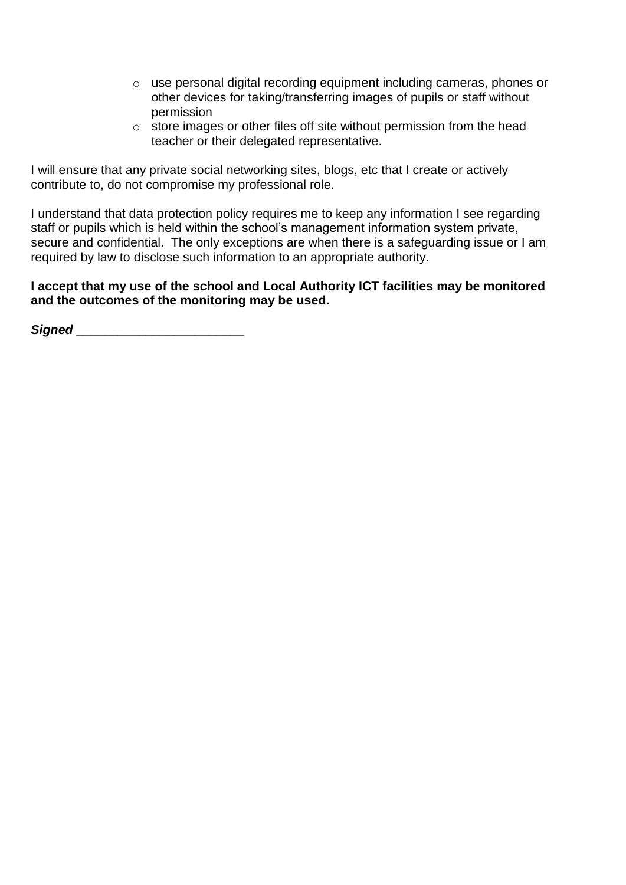- use personal digital recording equipment including cameras, phones or other devices for taking/transferring images of pupils or staff without permission
- store images or other files off site without permission from the head teacher or their delegated representative.

I will ensure that any private social networking sites, blogs, etc that I create or actively contribute to, do not compromise my professional role.

I understand that data protection policy requires me to keep any information I see regarding staff or pupils which is held within the school's management information system private, secure and confidential. The only exceptions are when there is a safeguarding issue or I am required by law to disclose such information to an appropriate authority.

**I accept that my use of the school and Local Authority ICT facilities may be monitored and the outcomes of the monitoring may be used.**

***Signed ________________________***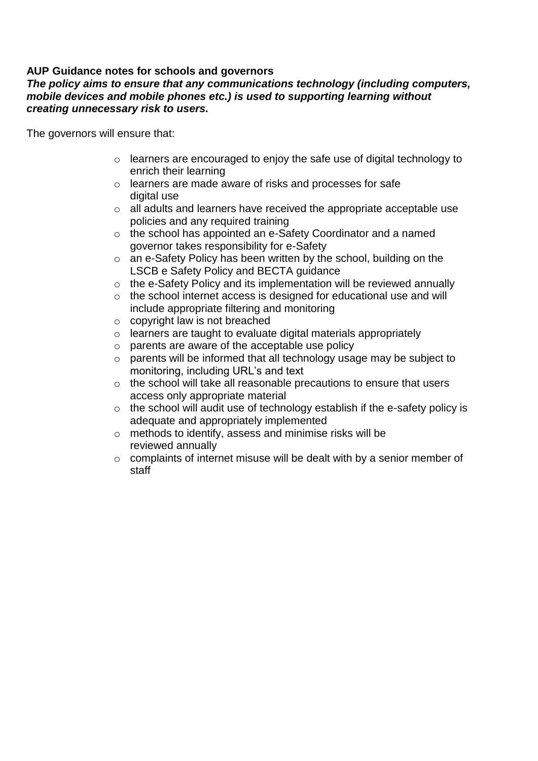**AUP Guidance notes for schools and governors**

***The policy aims to ensure that any communications technology (including computers, mobile devices and mobile phones etc.) is used to supporting learning without creating unnecessary risk to users.***

The governors will ensure that:

- learners are encouraged to enjoy the safe use of digital technology to enrich their learning
- learners are made aware of risks and processes for safe digital use
- all adults and learners have received the appropriate acceptable use policies and any required training
- the school has appointed an e-Safety Coordinator and a named governor takes responsibility for e-Safety
- an e-Safety Policy has been written by the school, building on the LSCB e Safety Policy and BECTA guidance
- the e-Safety Policy and its implementation will be reviewed annually
- the school internet access is designed for educational use and will include appropriate filtering and monitoring
- copyright law is not breached
- learners are taught to evaluate digital materials appropriately
- parents are aware of the acceptable use policy
- parents will be informed that all technology usage may be subject to monitoring, including URL's and text
- the school will take all reasonable precautions to ensure that users access only appropriate material
- the school will audit use of technology establish if the e-safety policy is adequate and appropriately implemented
- methods to identify, assess and minimise risks will be reviewed annually
- complaints of internet misuse will be dealt with by a senior member of staff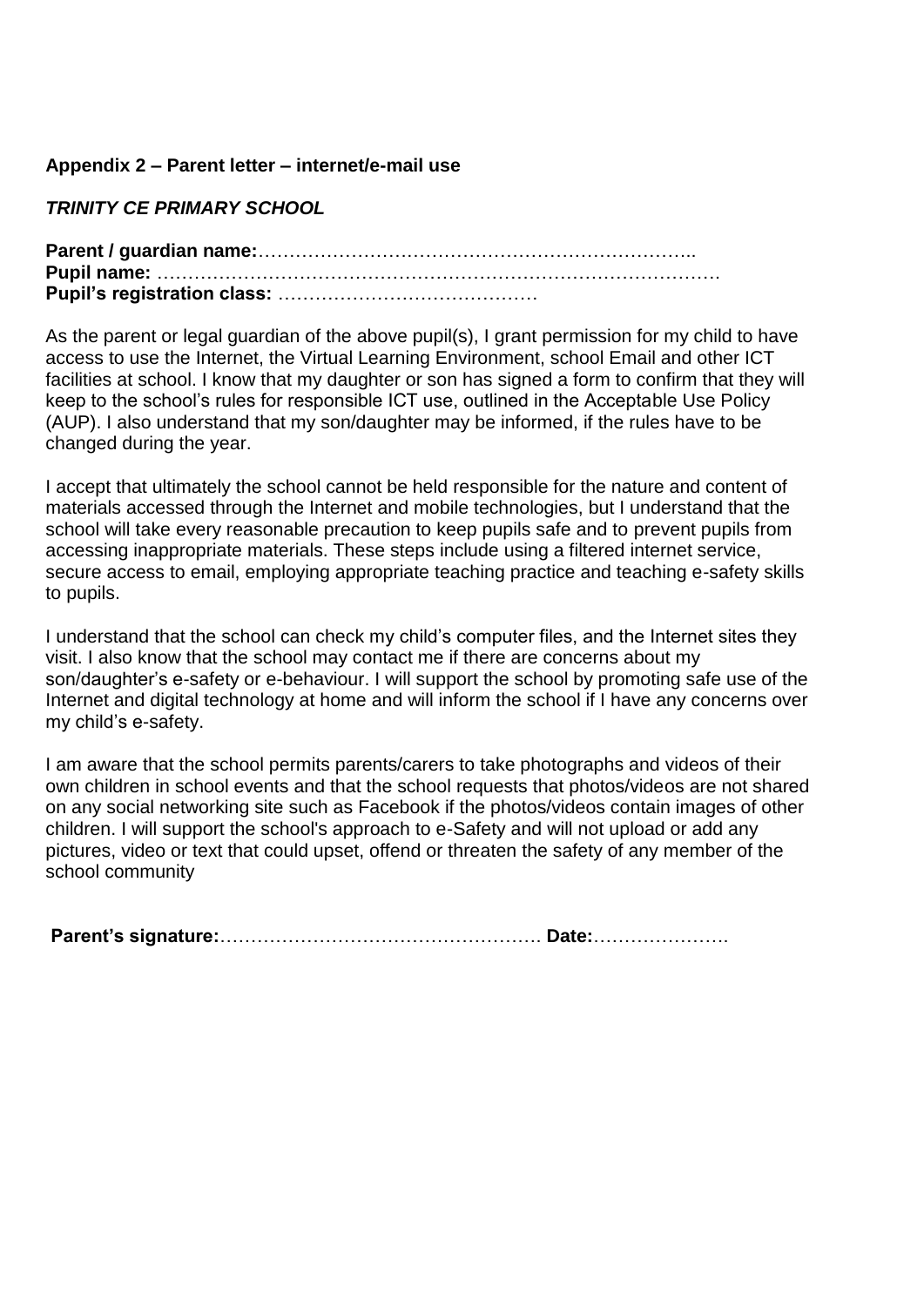**Appendix 2 – Parent letter – internet/e-mail use**

***TRINITY CE PRIMARY SCHOOL***

**Parent / guardian name:**………………………………………………………………..
**Pupil name:** ……………………………………………………………………………….
**Pupil's registration class:** ……………………………………

As the parent or legal guardian of the above pupil(s), I grant permission for my child to have access to use the Internet, the Virtual Learning Environment, school Email and other ICT facilities at school. I know that my daughter or son has signed a form to confirm that they will keep to the school's rules for responsible ICT use, outlined in the Acceptable Use Policy (AUP). I also understand that my son/daughter may be informed, if the rules have to be changed during the year.

I accept that ultimately the school cannot be held responsible for the nature and content of materials accessed through the Internet and mobile technologies, but I understand that the school will take every reasonable precaution to keep pupils safe and to prevent pupils from accessing inappropriate materials. These steps include using a filtered internet service, secure access to email, employing appropriate teaching practice and teaching e-safety skills to pupils.

I understand that the school can check my child's computer files, and the Internet sites they visit. I also know that the school may contact me if there are concerns about my son/daughter's e-safety or e-behaviour. I will support the school by promoting safe use of the Internet and digital technology at home and will inform the school if I have any concerns over my child's e-safety.

I am aware that the school permits parents/carers to take photographs and videos of their own children in school events and that the school requests that photos/videos are not shared on any social networking site such as Facebook if the photos/videos contain images of other children. I will support the school's approach to e-Safety and will not upload or add any pictures, video or text that could upset, offend or threaten the safety of any member of the school community

**Parent's signature:**……………………………………………. **Date:**………………….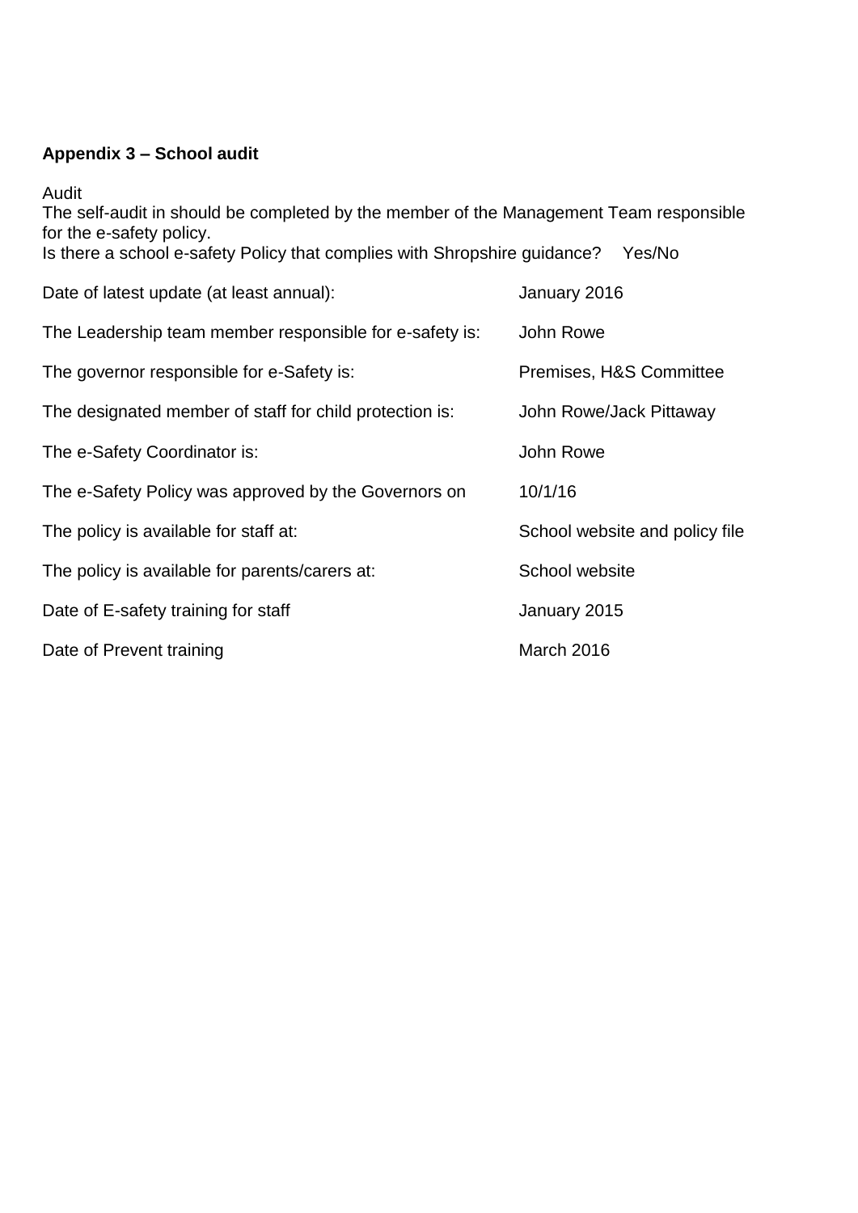**Appendix 3 – School audit**

Audit
The self-audit in should be completed by the member of the Management Team responsible for the e-safety policy.
Is there a school e-safety Policy that complies with Shropshire guidance? Yes/No

| | |
|---|---|
| Date of latest update (at least annual): | January 2016 |
| The Leadership team member responsible for e-safety is: | John Rowe |
| The governor responsible for e-Safety is: | Premises, H&S Committee |
| The designated member of staff for child protection is: | John Rowe/Jack Pittaway |
| The e-Safety Coordinator is: | John Rowe |
| The e-Safety Policy was approved by the Governors on | 10/1/16 |
| The policy is available for staff at: | School website and policy file |
| The policy is available for parents/carers at: | School website |
| Date of E-safety training for staff | January 2015 |
| Date of Prevent training | March 2016 |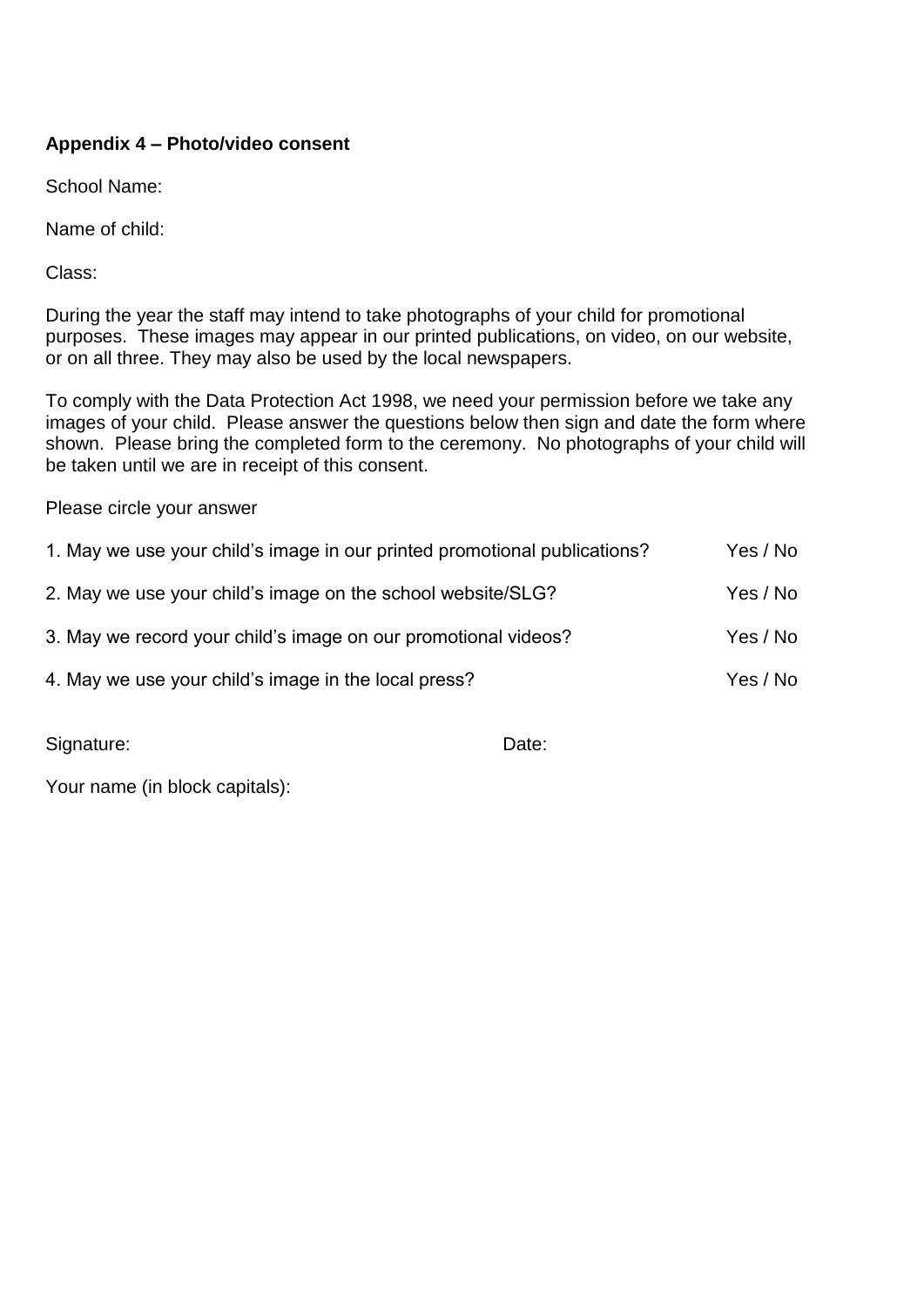**Appendix 4 – Photo/video consent**

School Name:

Name of child:

Class:

During the year the staff may intend to take photographs of your child for promotional purposes. These images may appear in our printed publications, on video, on our website, or on all three. They may also be used by the local newspapers.

To comply with the Data Protection Act 1998, we need your permission before we take any images of your child. Please answer the questions below then sign and date the form where shown. Please bring the completed form to the ceremony. No photographs of your child will be taken until we are in receipt of this consent.

Please circle your answer

1. May we use your child's image in our printed promotional publications? Yes / No

2. May we use your child's image on the school website/SLG? Yes / No

3. May we record your child's image on our promotional videos? Yes / No

4. May we use your child's image in the local press? Yes / No

Signature: Date:

Your name (in block capitals):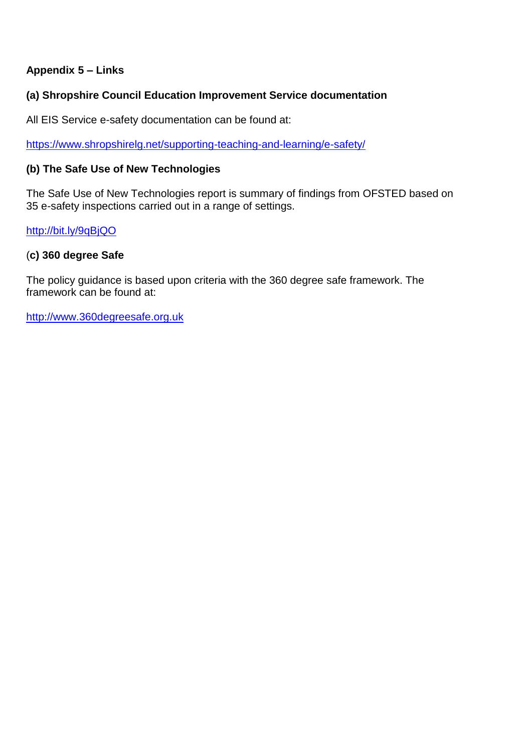## Appendix 5 – Links

### (a) Shropshire Council Education Improvement Service documentation

All EIS Service e-safety documentation can be found at:

https://www.shropshirelg.net/supporting-teaching-and-learning/e-safety/

### (b) The Safe Use of New Technologies

The Safe Use of New Technologies report is summary of findings from OFSTED based on 35 e-safety inspections carried out in a range of settings.

http://bit.ly/9qBjQO

### (c) 360 degree Safe

The policy guidance is based upon criteria with the 360 degree safe framework. The framework can be found at:

http://www.360degreesafe.org.uk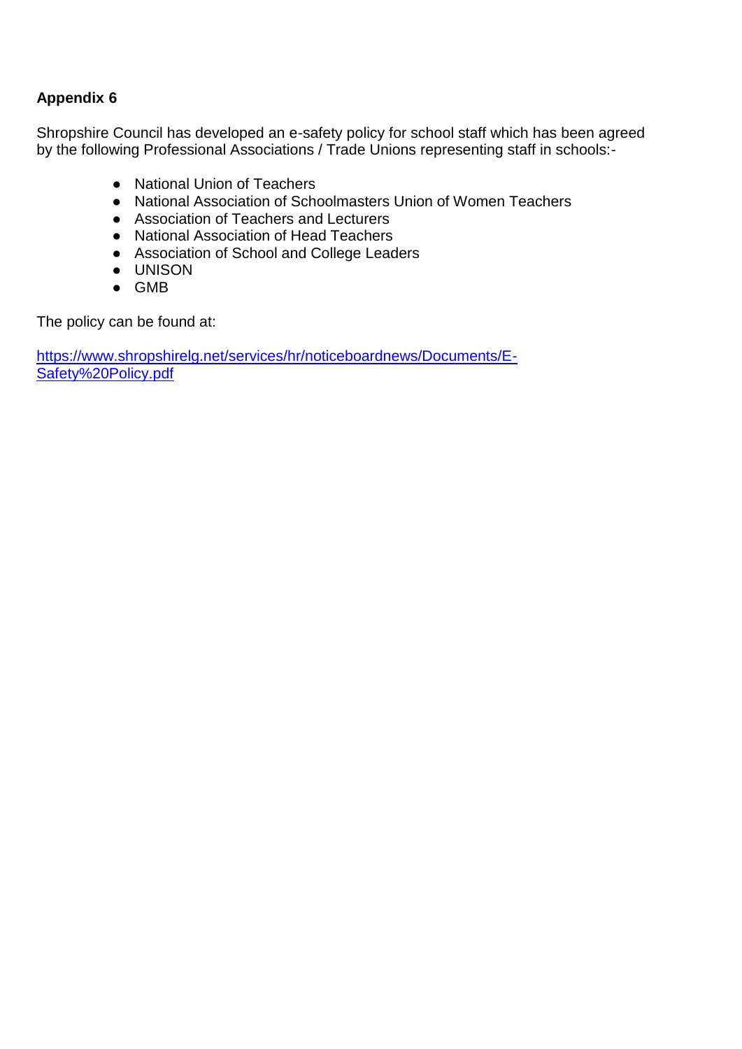**Appendix 6**

Shropshire Council has developed an e-safety policy for school staff which has been agreed by the following Professional Associations / Trade Unions representing staff in schools:-

- National Union of Teachers
- National Association of Schoolmasters Union of Women Teachers
- Association of Teachers and Lecturers
- National Association of Head Teachers
- Association of School and College Leaders
- UNISON
- GMB

The policy can be found at:

https://www.shropshirelg.net/services/hr/noticeboardnews/Documents/E-Safety%20Policy.pdf